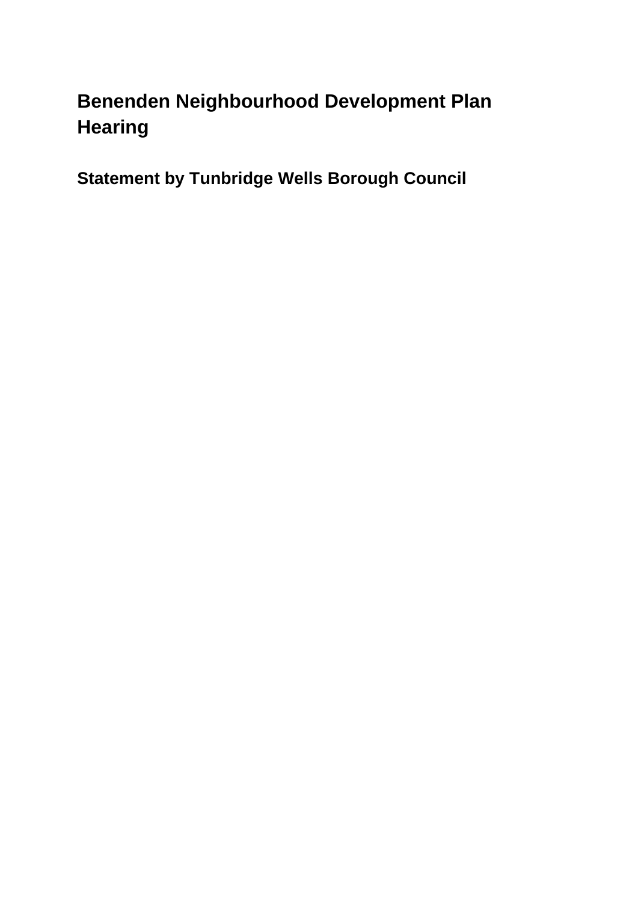# Benenden Neighbourhood Development Plan Hearing

## Statement by Tunbridge Wells Borough Council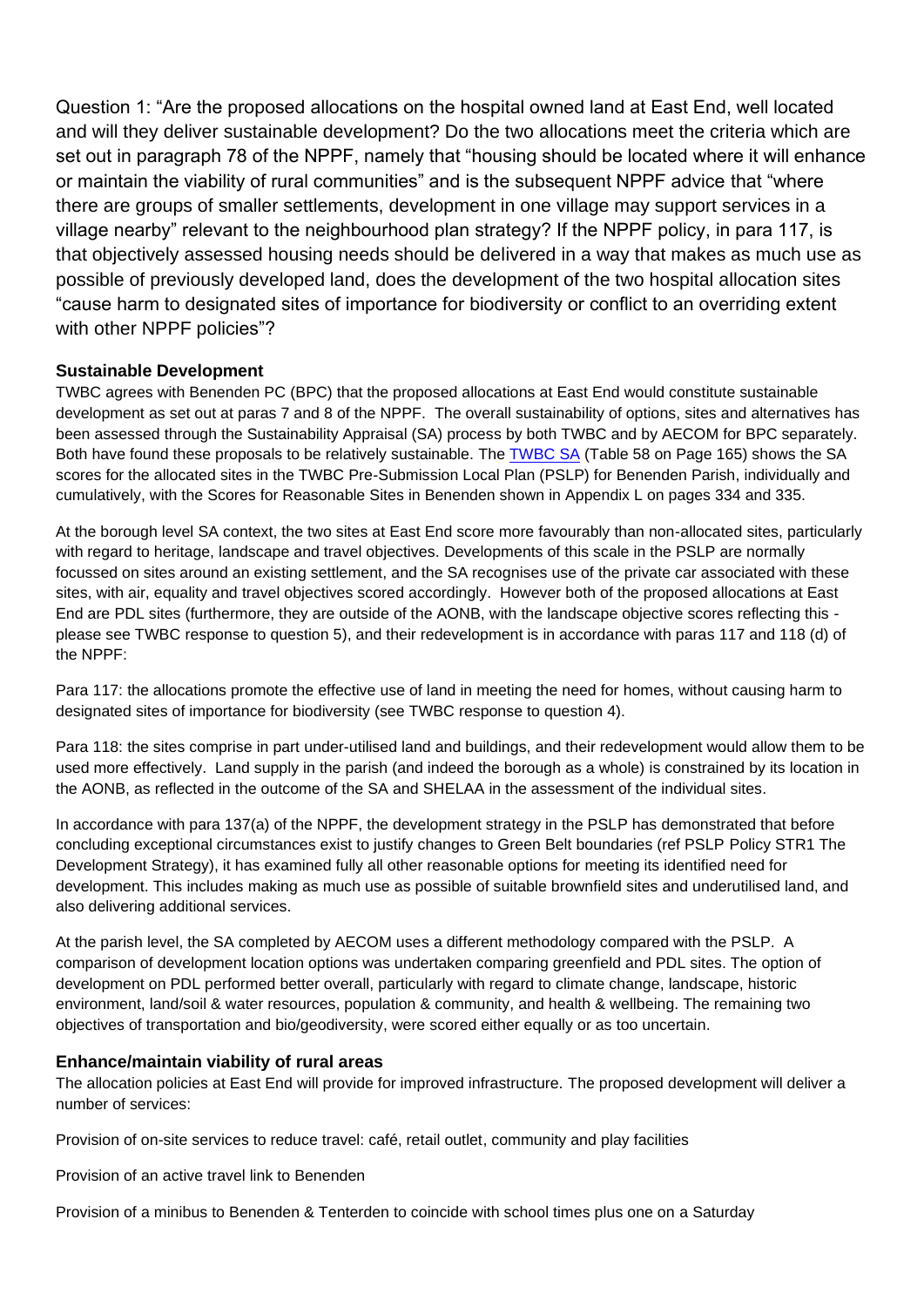Question 1: "Are the proposed allocations on the hospital owned land at East End, well located and will they deliver sustainable development? Do the two allocations meet the criteria which are set out in paragraph 78 of the NPPF, namely that "housing should be located where it will enhance or maintain the viability of rural communities" and is the subsequent NPPF advice that "where there are groups of smaller settlements, development in one village may support services in a village nearby" relevant to the neighbourhood plan strategy? If the NPPF policy, in para 117, is that objectively assessed housing needs should be delivered in a way that makes as much use as possible of previously developed land, does the development of the two hospital allocation sites "cause harm to designated sites of importance for biodiversity or conflict to an overriding extent with other NPPF policies"?

### Sustainable Development

TWBC agrees with Benenden PC (BPC) that the proposed allocations at East End would constitute sustainable development as set out at paras 7 and 8 of the NPPF. The overall sustainability of options, sites and alternatives has been assessed through the Sustainability Appraisal (SA) process by both TWBC and by AECOM for BPC separately. Both have found these proposals to be relatively sustainable. The TWBC SA (Table 58 on Page 165) shows the SA scores for the allocated sites in the TWBC Pre-Submission Local Plan (PSLP) for Benenden Parish, individually and cumulatively, with the Scores for Reasonable Sites in Benenden shown in Appendix L on pages 334 and 335.

At the borough level SA context, the two sites at East End score more favourably than non-allocated sites, particularly with regard to heritage, landscape and travel objectives. Developments of this scale in the PSLP are normally focussed on sites around an existing settlement, and the SA recognises use of the private car associated with these sites, with air, equality and travel objectives scored accordingly. However both of the proposed allocations at East End are PDL sites (furthermore, they are outside of the AONB, with the landscape objective scores reflecting this - please see TWBC response to question 5), and their redevelopment is in accordance with paras 117 and 118 (d) of the NPPF:

Para 117: the allocations promote the effective use of land in meeting the need for homes, without causing harm to designated sites of importance for biodiversity (see TWBC response to question 4).

Para 118: the sites comprise in part under-utilised land and buildings, and their redevelopment would allow them to be used more effectively. Land supply in the parish (and indeed the borough as a whole) is constrained by its location in the AONB, as reflected in the outcome of the SA and SHELAA in the assessment of the individual sites.

In accordance with para 137(a) of the NPPF, the development strategy in the PSLP has demonstrated that before concluding exceptional circumstances exist to justify changes to Green Belt boundaries (ref PSLP Policy STR1 The Development Strategy), it has examined fully all other reasonable options for meeting its identified need for development. This includes making as much use as possible of suitable brownfield sites and underutilised land, and also delivering additional services.

At the parish level, the SA completed by AECOM uses a different methodology compared with the PSLP. A comparison of development location options was undertaken comparing greenfield and PDL sites. The option of development on PDL performed better overall, particularly with regard to climate change, landscape, historic environment, land/soil & water resources, population & community, and health & wellbeing. The remaining two objectives of transportation and bio/geodiversity, were scored either equally or as too uncertain.

### Enhance/maintain viability of rural areas

The allocation policies at East End will provide for improved infrastructure. The proposed development will deliver a number of services:

Provision of on-site services to reduce travel: café, retail outlet, community and play facilities

Provision of an active travel link to Benenden

Provision of a minibus to Benenden & Tenterden to coincide with school times plus one on a Saturday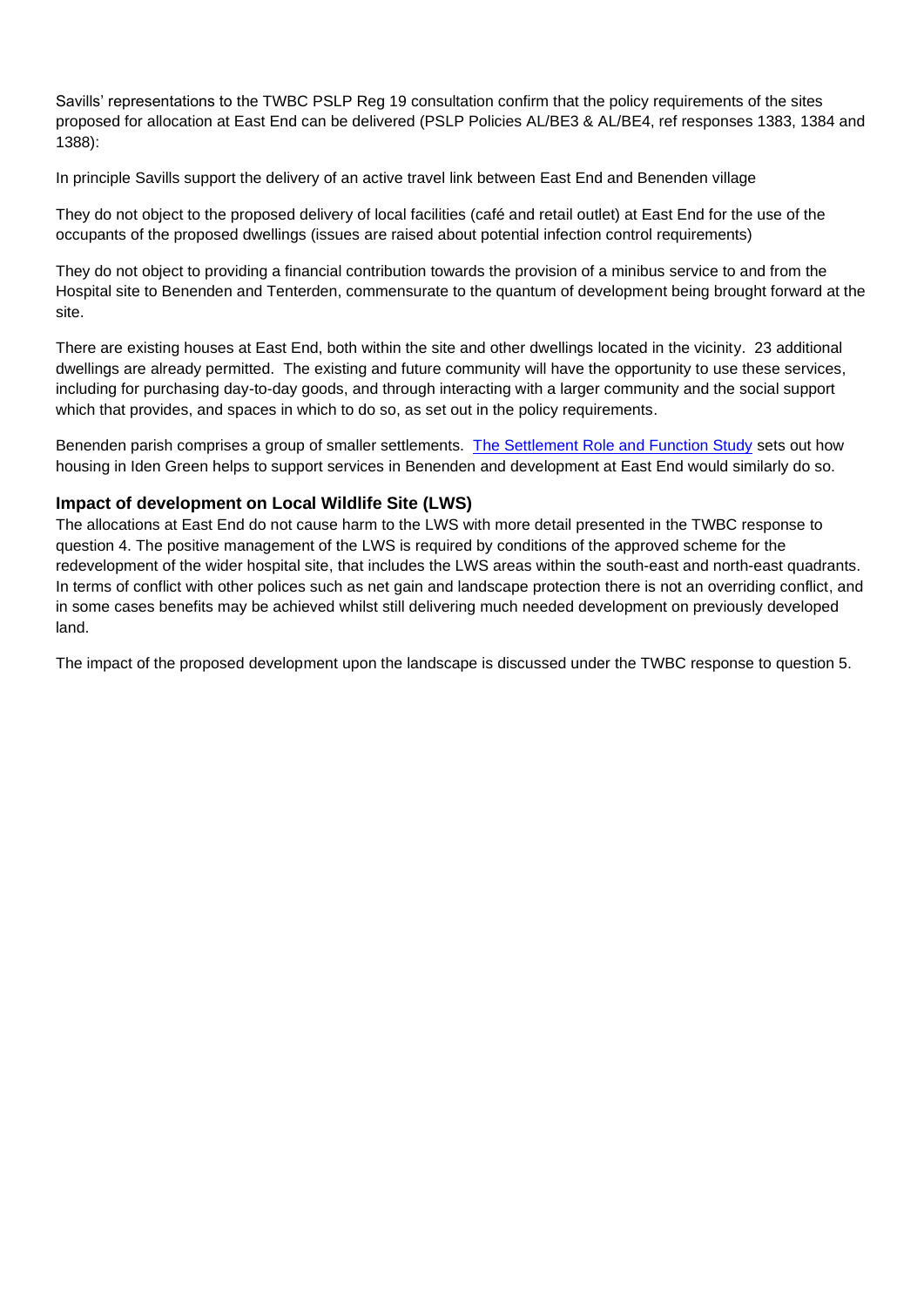Savills' representations to the TWBC PSLP Reg 19 consultation confirm that the policy requirements of the sites proposed for allocation at East End can be delivered (PSLP Policies AL/BE3 & AL/BE4, ref responses 1383, 1384 and 1388):

In principle Savills support the delivery of an active travel link between East End and Benenden village

They do not object to the proposed delivery of local facilities (café and retail outlet) at East End for the use of the occupants of the proposed dwellings (issues are raised about potential infection control requirements)

They do not object to providing a financial contribution towards the provision of a minibus service to and from the Hospital site to Benenden and Tenterden, commensurate to the quantum of development being brought forward at the site.

There are existing houses at East End, both within the site and other dwellings located in the vicinity. 23 additional dwellings are already permitted. The existing and future community will have the opportunity to use these services, including for purchasing day-to-day goods, and through interacting with a larger community and the social support which that provides, and spaces in which to do so, as set out in the policy requirements.

Benenden parish comprises a group of smaller settlements. [The Settlement Role and Function Study] sets out how housing in Iden Green helps to support services in Benenden and development at East End would similarly do so.

### Impact of development on Local Wildlife Site (LWS)

The allocations at East End do not cause harm to the LWS with more detail presented in the TWBC response to question 4. The positive management of the LWS is required by conditions of the approved scheme for the redevelopment of the wider hospital site, that includes the LWS areas within the south-east and north-east quadrants. In terms of conflict with other polices such as net gain and landscape protection there is not an overriding conflict, and in some cases benefits may be achieved whilst still delivering much needed development on previously developed land.

The impact of the proposed development upon the landscape is discussed under the TWBC response to question 5.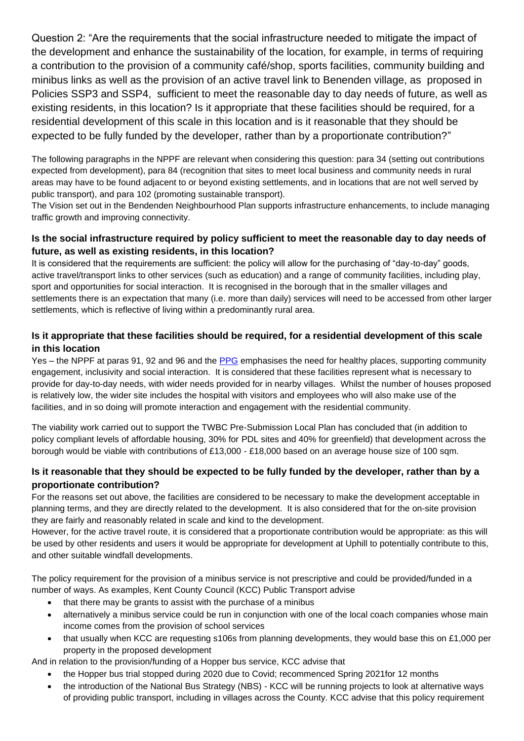Question 2: "Are the requirements that the social infrastructure needed to mitigate the impact of the development and enhance the sustainability of the location, for example, in terms of requiring a contribution to the provision of a community café/shop, sports facilities, community building and minibus links as well as the provision of an active travel link to Benenden village, as proposed in Policies SSP3 and SSP4, sufficient to meet the reasonable day to day needs of future, as well as existing residents, in this location? Is it appropriate that these facilities should be required, for a residential development of this scale in this location and is it reasonable that they should be expected to be fully funded by the developer, rather than by a proportionate contribution?"

The following paragraphs in the NPPF are relevant when considering this question: para 34 (setting out contributions expected from development), para 84 (recognition that sites to meet local business and community needs in rural areas may have to be found adjacent to or beyond existing settlements, and in locations that are not well served by public transport), and para 102 (promoting sustainable transport).

The Vision set out in the Bendenden Neighbourhood Plan supports infrastructure enhancements, to include managing traffic growth and improving connectivity.

### Is the social infrastructure required by policy sufficient to meet the reasonable day to day needs of future, as well as existing residents, in this location?

It is considered that the requirements are sufficient: the policy will allow for the purchasing of "day-to-day" goods, active travel/transport links to other services (such as education) and a range of community facilities, including play, sport and opportunities for social interaction. It is recognised in the borough that in the smaller villages and settlements there is an expectation that many (i.e. more than daily) services will need to be accessed from other larger settlements, which is reflective of living within a predominantly rural area.

### Is it appropriate that these facilities should be required, for a residential development of this scale in this location

Yes – the NPPF at paras 91, 92 and 96 and the PPG emphasises the need for healthy places, supporting community engagement, inclusivity and social interaction. It is considered that these facilities represent what is necessary to provide for day-to-day needs, with wider needs provided for in nearby villages. Whilst the number of houses proposed is relatively low, the wider site includes the hospital with visitors and employees who will also make use of the facilities, and in so doing will promote interaction and engagement with the residential community.

The viability work carried out to support the TWBC Pre-Submission Local Plan has concluded that (in addition to policy compliant levels of affordable housing, 30% for PDL sites and 40% for greenfield) that development across the borough would be viable with contributions of £13,000 - £18,000 based on an average house size of 100 sqm.

### Is it reasonable that they should be expected to be fully funded by the developer, rather than by a proportionate contribution?

For the reasons set out above, the facilities are considered to be necessary to make the development acceptable in planning terms, and they are directly related to the development. It is also considered that for the on-site provision they are fairly and reasonably related in scale and kind to the development.

However, for the active travel route, it is considered that a proportionate contribution would be appropriate: as this will be used by other residents and users it would be appropriate for development at Uphill to potentially contribute to this, and other suitable windfall developments.

The policy requirement for the provision of a minibus service is not prescriptive and could be provided/funded in a number of ways. As examples, Kent County Council (KCC) Public Transport advise

- that there may be grants to assist with the purchase of a minibus
- alternatively a minibus service could be run in conjunction with one of the local coach companies whose main income comes from the provision of school services
- that usually when KCC are requesting s106s from planning developments, they would base this on £1,000 per property in the proposed development

And in relation to the provision/funding of a Hopper bus service, KCC advise that

- the Hopper bus trial stopped during 2020 due to Covid; recommenced Spring 2021for 12 months
- the introduction of the National Bus Strategy (NBS) - KCC will be running projects to look at alternative ways of providing public transport, including in villages across the County. KCC advise that this policy requirement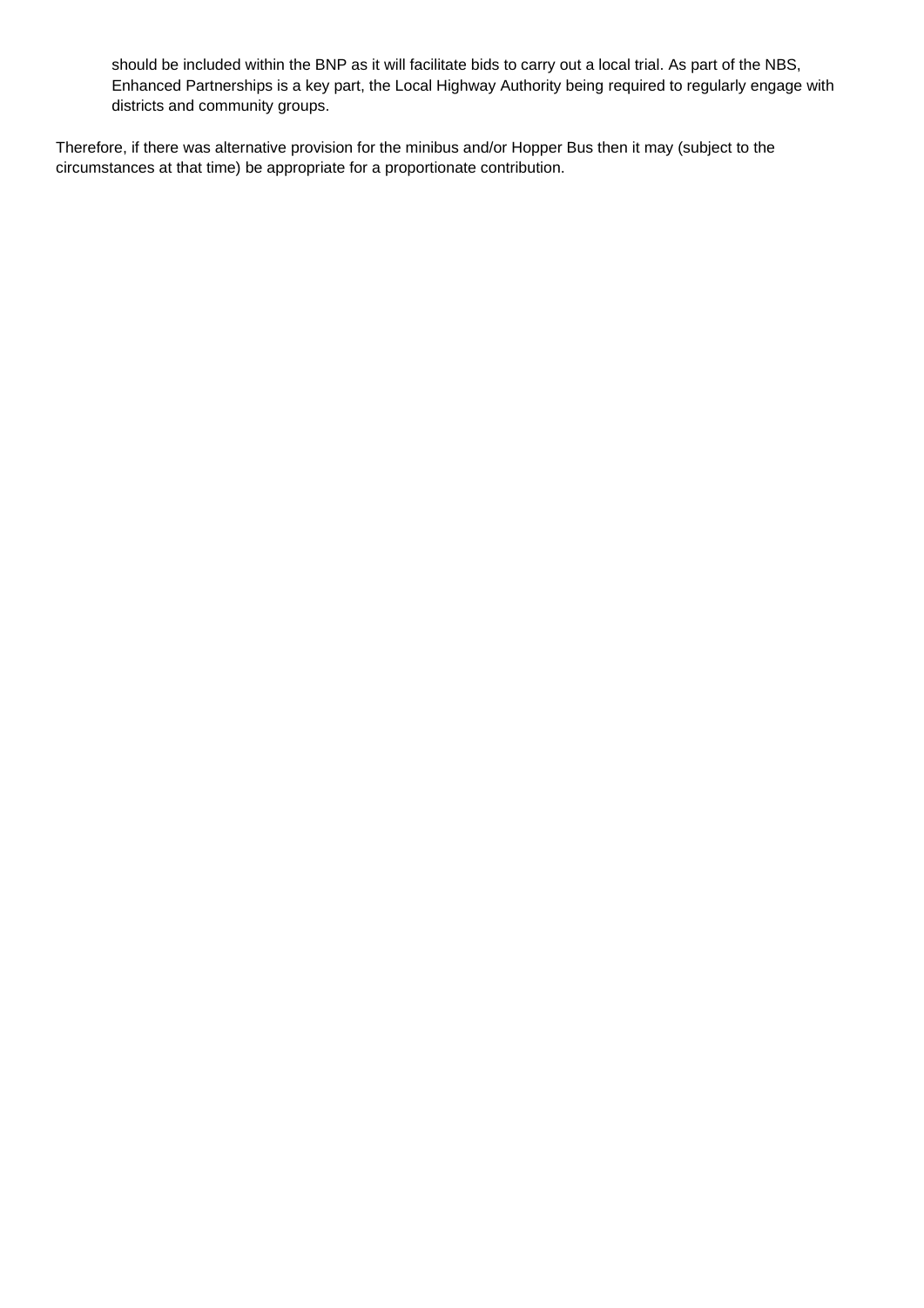should be included within the BNP as it will facilitate bids to carry out a local trial. As part of the NBS, Enhanced Partnerships is a key part, the Local Highway Authority being required to regularly engage with districts and community groups.

Therefore, if there was alternative provision for the minibus and/or Hopper Bus then it may (subject to the circumstances at that time) be appropriate for a proportionate contribution.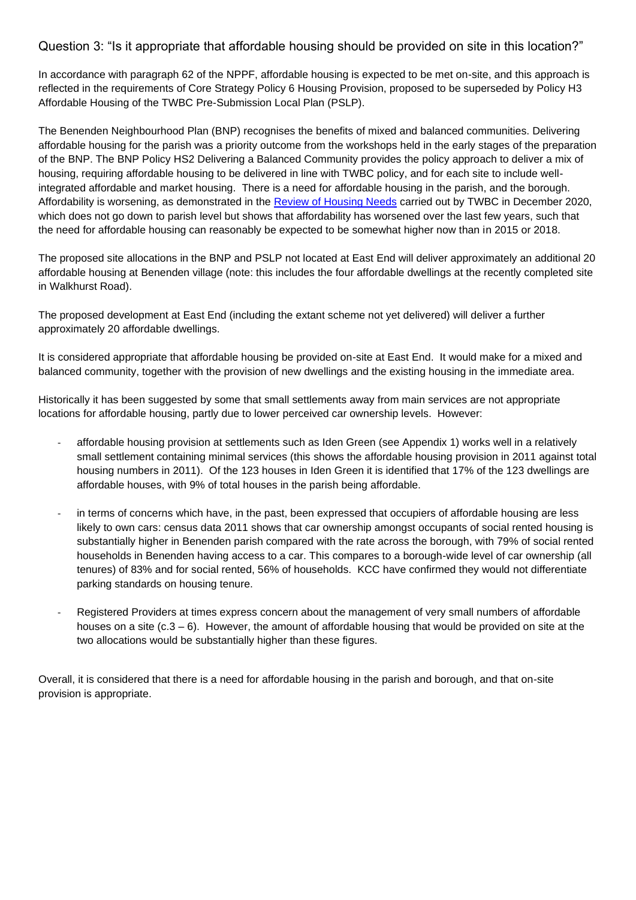## Question 3: "Is it appropriate that affordable housing should be provided on site in this location?"

In accordance with paragraph 62 of the NPPF, affordable housing is expected to be met on-site, and this approach is reflected in the requirements of Core Strategy Policy 6 Housing Provision, proposed to be superseded by Policy H3 Affordable Housing of the TWBC Pre-Submission Local Plan (PSLP).

The Benenden Neighbourhood Plan (BNP) recognises the benefits of mixed and balanced communities. Delivering affordable housing for the parish was a priority outcome from the workshops held in the early stages of the preparation of the BNP. The BNP Policy HS2 Delivering a Balanced Community provides the policy approach to deliver a mix of housing, requiring affordable housing to be delivered in line with TWBC policy, and for each site to include well-integrated affordable and market housing. There is a need for affordable housing in the parish, and the borough. Affordability is worsening, as demonstrated in the Review of Housing Needs carried out by TWBC in December 2020, which does not go down to parish level but shows that affordability has worsened over the last few years, such that the need for affordable housing can reasonably be expected to be somewhat higher now than in 2015 or 2018.

The proposed site allocations in the BNP and PSLP not located at East End will deliver approximately an additional 20 affordable housing at Benenden village (note: this includes the four affordable dwellings at the recently completed site in Walkhurst Road).

The proposed development at East End (including the extant scheme not yet delivered) will deliver a further approximately 20 affordable dwellings.

It is considered appropriate that affordable housing be provided on-site at East End. It would make for a mixed and balanced community, together with the provision of new dwellings and the existing housing in the immediate area.

Historically it has been suggested by some that small settlements away from main services are not appropriate locations for affordable housing, partly due to lower perceived car ownership levels. However:

- affordable housing provision at settlements such as Iden Green (see Appendix 1) works well in a relatively small settlement containing minimal services (this shows the affordable housing provision in 2011 against total housing numbers in 2011). Of the 123 houses in Iden Green it is identified that 17% of the 123 dwellings are affordable houses, with 9% of total houses in the parish being affordable.

- in terms of concerns which have, in the past, been expressed that occupiers of affordable housing are less likely to own cars: census data 2011 shows that car ownership amongst occupants of social rented housing is substantially higher in Benenden parish compared with the rate across the borough, with 79% of social rented households in Benenden having access to a car. This compares to a borough-wide level of car ownership (all tenures) of 83% and for social rented, 56% of households. KCC have confirmed they would not differentiate parking standards on housing tenure.

- Registered Providers at times express concern about the management of very small numbers of affordable houses on a site (c.3 – 6). However, the amount of affordable housing that would be provided on site at the two allocations would be substantially higher than these figures.

Overall, it is considered that there is a need for affordable housing in the parish and borough, and that on-site provision is appropriate.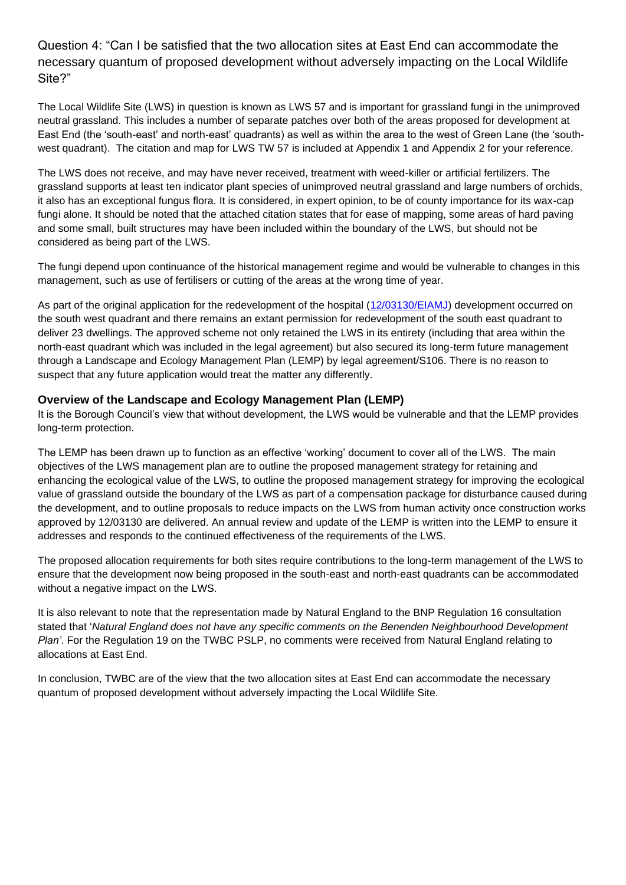Question 4: "Can I be satisfied that the two allocation sites at East End can accommodate the necessary quantum of proposed development without adversely impacting on the Local Wildlife Site?"

The Local Wildlife Site (LWS) in question is known as LWS 57 and is important for grassland fungi in the unimproved neutral grassland. This includes a number of separate patches over both of the areas proposed for development at East End (the 'south-east' and north-east' quadrants) as well as within the area to the west of Green Lane (the 'south-west quadrant). The citation and map for LWS TW 57 is included at Appendix 1 and Appendix 2 for your reference.

The LWS does not receive, and may have never received, treatment with weed-killer or artificial fertilizers. The grassland supports at least ten indicator plant species of unimproved neutral grassland and large numbers of orchids, it also has an exceptional fungus flora. It is considered, in expert opinion, to be of county importance for its wax-cap fungi alone. It should be noted that the attached citation states that for ease of mapping, some areas of hard paving and some small, built structures may have been included within the boundary of the LWS, but should not be considered as being part of the LWS.

The fungi depend upon continuance of the historical management regime and would be vulnerable to changes in this management, such as use of fertilisers or cutting of the areas at the wrong time of year.

As part of the original application for the redevelopment of the hospital (12/03130/EIAMJ) development occurred on the south west quadrant and there remains an extant permission for redevelopment of the south east quadrant to deliver 23 dwellings. The approved scheme not only retained the LWS in its entirety (including that area within the north-east quadrant which was included in the legal agreement) but also secured its long-term future management through a Landscape and Ecology Management Plan (LEMP) by legal agreement/S106. There is no reason to suspect that any future application would treat the matter any differently.

### Overview of the Landscape and Ecology Management Plan (LEMP)

It is the Borough Council's view that without development, the LWS would be vulnerable and that the LEMP provides long-term protection.

The LEMP has been drawn up to function as an effective 'working' document to cover all of the LWS. The main objectives of the LWS management plan are to outline the proposed management strategy for retaining and enhancing the ecological value of the LWS, to outline the proposed management strategy for improving the ecological value of grassland outside the boundary of the LWS as part of a compensation package for disturbance caused during the development, and to outline proposals to reduce impacts on the LWS from human activity once construction works approved by 12/03130 are delivered. An annual review and update of the LEMP is written into the LEMP to ensure it addresses and responds to the continued effectiveness of the requirements of the LWS.

The proposed allocation requirements for both sites require contributions to the long-term management of the LWS to ensure that the development now being proposed in the south-east and north-east quadrants can be accommodated without a negative impact on the LWS.

It is also relevant to note that the representation made by Natural England to the BNP Regulation 16 consultation stated that '*Natural England does not have any specific comments on the Benenden Neighbourhood Development Plan'*. For the Regulation 19 on the TWBC PSLP, no comments were received from Natural England relating to allocations at East End.

In conclusion, TWBC are of the view that the two allocation sites at East End can accommodate the necessary quantum of proposed development without adversely impacting the Local Wildlife Site.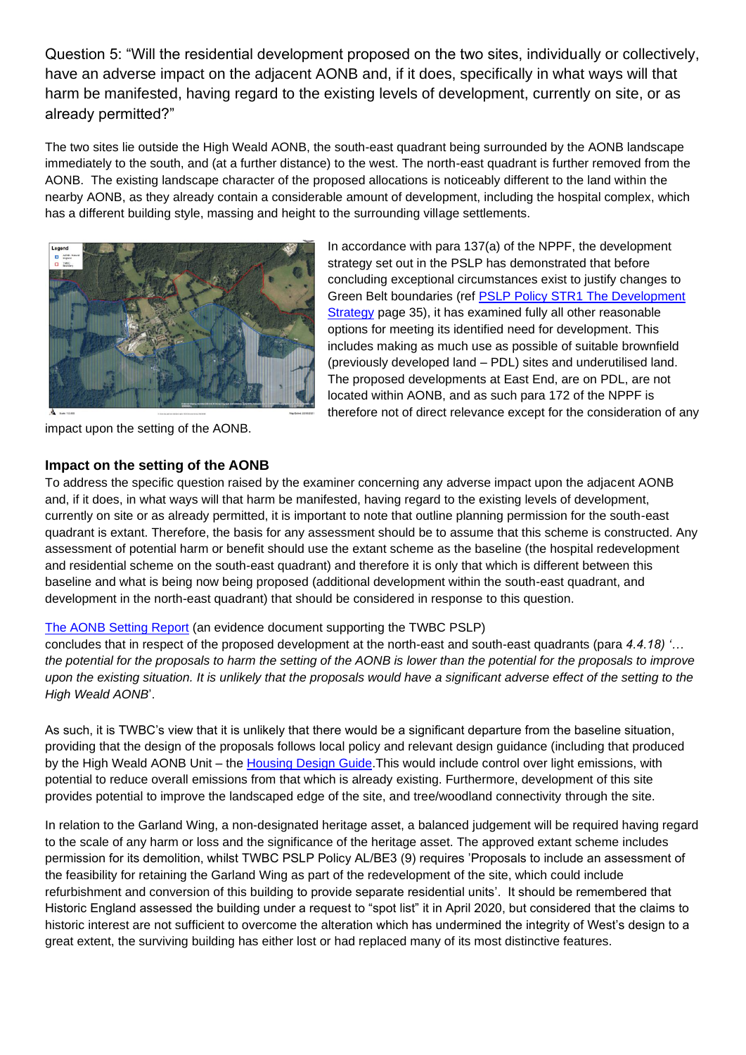Question 5: "Will the residential development proposed on the two sites, individually or collectively, have an adverse impact on the adjacent AONB and, if it does, specifically in what ways will that harm be manifested, having regard to the existing levels of development, currently on site, or as already permitted?"

The two sites lie outside the High Weald AONB, the south-east quadrant being surrounded by the AONB landscape immediately to the south, and (at a further distance) to the west. The north-east quadrant is further removed from the AONB. The existing landscape character of the proposed allocations is noticeably different to the land within the nearby AONB, as they already contain a considerable amount of development, including the hospital complex, which has a different building style, massing and height to the surrounding village settlements.

In accordance with para 137(a) of the NPPF, the development strategy set out in the PSLP has demonstrated that before concluding exceptional circumstances exist to justify changes to Green Belt boundaries (ref [PSLP Policy STR1 The Development Strategy](#) page 35), it has examined fully all other reasonable options for meeting its identified need for development. This includes making as much use as possible of suitable brownfield (previously developed land – PDL) sites and underutilised land. The proposed developments at East End, are on PDL, are not located within AONB, and as such para 172 of the NPPF is therefore not of direct relevance except for the consideration of any impact upon the setting of the AONB.

## Impact on the setting of the AONB

To address the specific question raised by the examiner concerning any adverse impact upon the adjacent AONB and, if it does, in what ways will that harm be manifested, having regard to the existing levels of development, currently on site or as already permitted, it is important to note that outline planning permission for the south-east quadrant is extant. Therefore, the basis for any assessment should be to assume that this scheme is constructed. Any assessment of potential harm or benefit should use the extant scheme as the baseline (the hospital redevelopment and residential scheme on the south-east quadrant) and therefore it is only that which is different between this baseline and what is being now being proposed (additional development within the south-east quadrant, and development in the north-east quadrant) that should be considered in response to this question.

[The AONB Setting Report](#) (an evidence document supporting the TWBC PSLP) concludes that in respect of the proposed development at the north-east and south-east quadrants (para *4.4.18) '… the potential for the proposals to harm the setting of the AONB is lower than the potential for the proposals to improve upon the existing situation. It is unlikely that the proposals would have a significant adverse effect of the setting to the High Weald AONB*'.

As such, it is TWBC's view that it is unlikely that there would be a significant departure from the baseline situation, providing that the design of the proposals follows local policy and relevant design guidance (including that produced by the High Weald AONB Unit – the [Housing Design Guide](#).This would include control over light emissions, with potential to reduce overall emissions from that which is already existing. Furthermore, development of this site provides potential to improve the landscaped edge of the site, and tree/woodland connectivity through the site.

In relation to the Garland Wing, a non-designated heritage asset, a balanced judgement will be required having regard to the scale of any harm or loss and the significance of the heritage asset. The approved extant scheme includes permission for its demolition, whilst TWBC PSLP Policy AL/BE3 (9) requires 'Proposals to include an assessment of the feasibility for retaining the Garland Wing as part of the redevelopment of the site, which could include refurbishment and conversion of this building to provide separate residential units'. It should be remembered that Historic England assessed the building under a request to "spot list" it in April 2020, but considered that the claims to historic interest are not sufficient to overcome the alteration which has undermined the integrity of West's design to a great extent, the surviving building has either lost or had replaced many of its most distinctive features.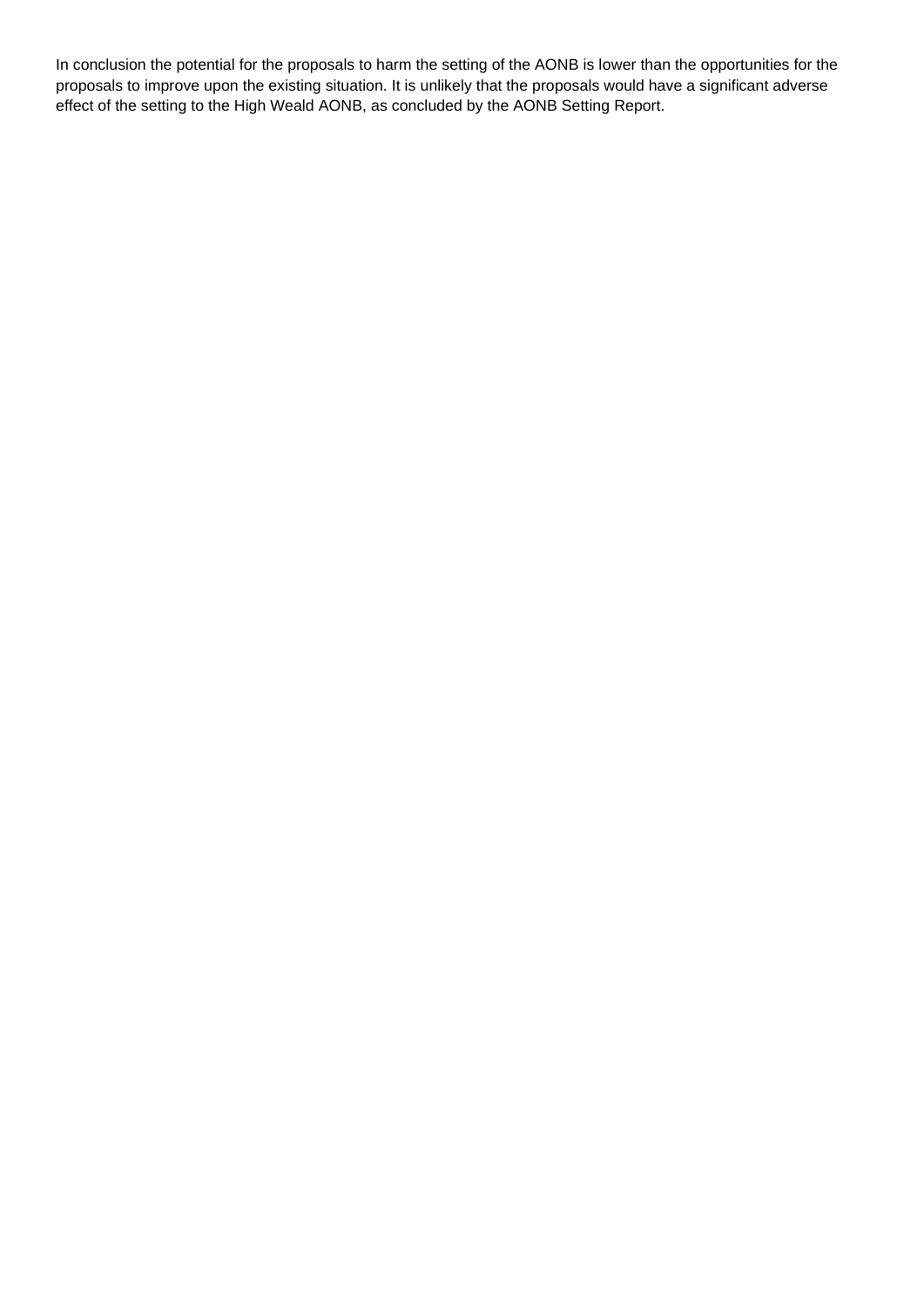In conclusion the potential for the proposals to harm the setting of the AONB is lower than the opportunities for the proposals to improve upon the existing situation. It is unlikely that the proposals would have a significant adverse effect of the setting to the High Weald AONB, as concluded by the AONB Setting Report.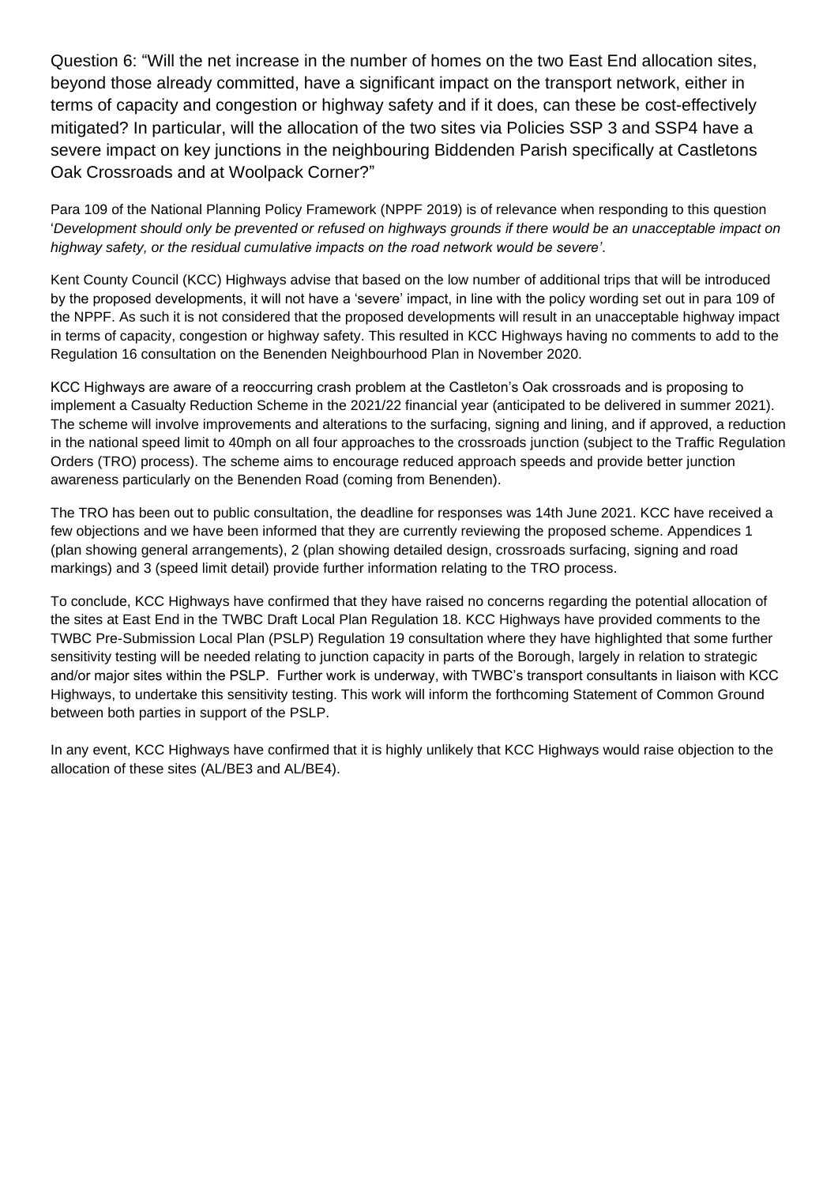Question 6: “Will the net increase in the number of homes on the two East End allocation sites, beyond those already committed, have a significant impact on the transport network, either in terms of capacity and congestion or highway safety and if it does, can these be cost-effectively mitigated? In particular, will the allocation of the two sites via Policies SSP 3 and SSP4 have a severe impact on key junctions in the neighbouring Biddenden Parish specifically at Castletons Oak Crossroads and at Woolpack Corner?”

Para 109 of the National Planning Policy Framework (NPPF 2019) is of relevance when responding to this question ‘*Development should only be prevented or refused on highways grounds if there would be an unacceptable impact on highway safety, or the residual cumulative impacts on the road network would be severe’*.

Kent County Council (KCC) Highways advise that based on the low number of additional trips that will be introduced by the proposed developments, it will not have a ‘severe’ impact, in line with the policy wording set out in para 109 of the NPPF. As such it is not considered that the proposed developments will result in an unacceptable highway impact in terms of capacity, congestion or highway safety. This resulted in KCC Highways having no comments to add to the Regulation 16 consultation on the Benenden Neighbourhood Plan in November 2020.

KCC Highways are aware of a reoccurring crash problem at the Castleton’s Oak crossroads and is proposing to implement a Casualty Reduction Scheme in the 2021/22 financial year (anticipated to be delivered in summer 2021). The scheme will involve improvements and alterations to the surfacing, signing and lining, and if approved, a reduction in the national speed limit to 40mph on all four approaches to the crossroads junction (subject to the Traffic Regulation Orders (TRO) process). The scheme aims to encourage reduced approach speeds and provide better junction awareness particularly on the Benenden Road (coming from Benenden).

The TRO has been out to public consultation, the deadline for responses was 14th June 2021. KCC have received a few objections and we have been informed that they are currently reviewing the proposed scheme. Appendices 1 (plan showing general arrangements), 2 (plan showing detailed design, crossroads surfacing, signing and road markings) and 3 (speed limit detail) provide further information relating to the TRO process.

To conclude, KCC Highways have confirmed that they have raised no concerns regarding the potential allocation of the sites at East End in the TWBC Draft Local Plan Regulation 18. KCC Highways have provided comments to the TWBC Pre-Submission Local Plan (PSLP) Regulation 19 consultation where they have highlighted that some further sensitivity testing will be needed relating to junction capacity in parts of the Borough, largely in relation to strategic and/or major sites within the PSLP. Further work is underway, with TWBC’s transport consultants in liaison with KCC Highways, to undertake this sensitivity testing. This work will inform the forthcoming Statement of Common Ground between both parties in support of the PSLP.

In any event, KCC Highways have confirmed that it is highly unlikely that KCC Highways would raise objection to the allocation of these sites (AL/BE3 and AL/BE4).